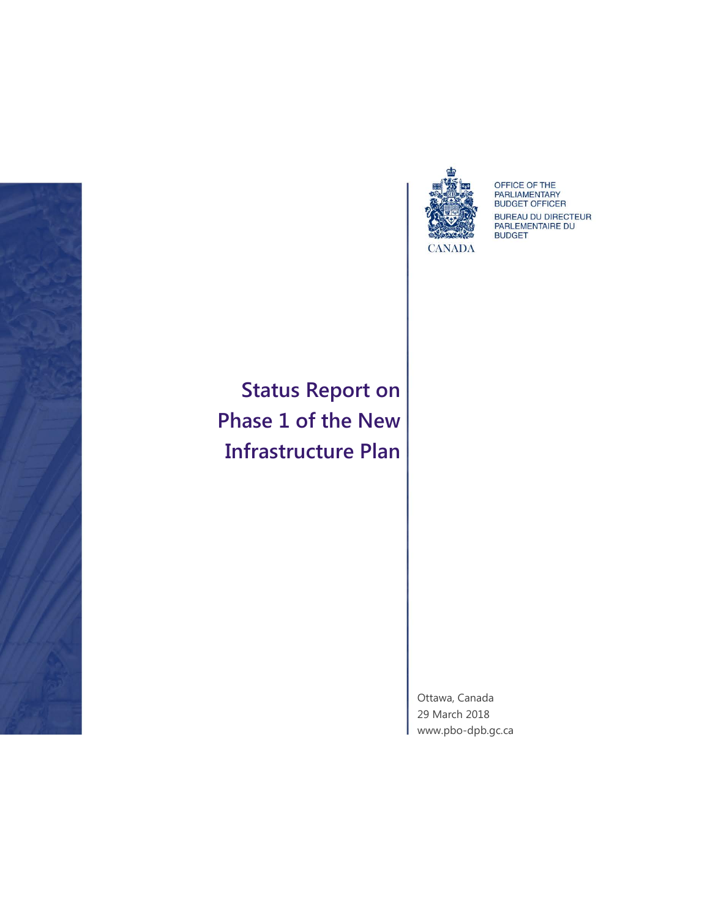OFFICE OF THE
PARLIAMENTARY
BUDGET OFFICER

BUREAU DU DIRECTEUR
PARLEMENTAIRE DU
BUDGET

CANADA

# Status Report on Phase 1 of the New Infrastructure Plan

Ottawa, Canada
29 March 2018
www.pbo-dpb.gc.ca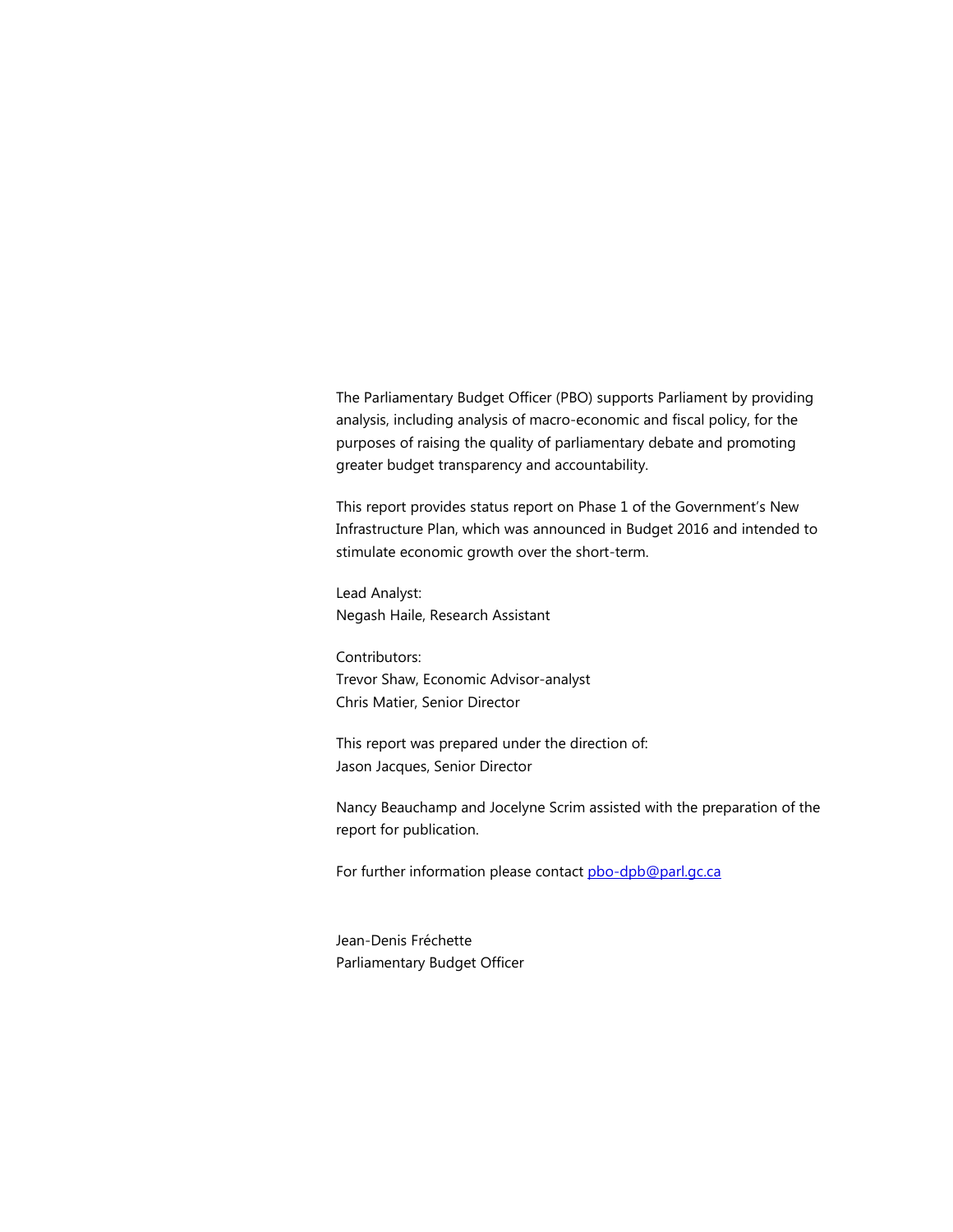The Parliamentary Budget Officer (PBO) supports Parliament by providing analysis, including analysis of macro-economic and fiscal policy, for the purposes of raising the quality of parliamentary debate and promoting greater budget transparency and accountability.

This report provides status report on Phase 1 of the Government's New Infrastructure Plan, which was announced in Budget 2016 and intended to stimulate economic growth over the short-term.

Lead Analyst:
Negash Haile, Research Assistant

Contributors:
Trevor Shaw, Economic Advisor-analyst
Chris Matier, Senior Director

This report was prepared under the direction of:
Jason Jacques, Senior Director

Nancy Beauchamp and Jocelyne Scrim assisted with the preparation of the report for publication.

For further information please contact pbo-dpb@parl.gc.ca

Jean-Denis Fréchette
Parliamentary Budget Officer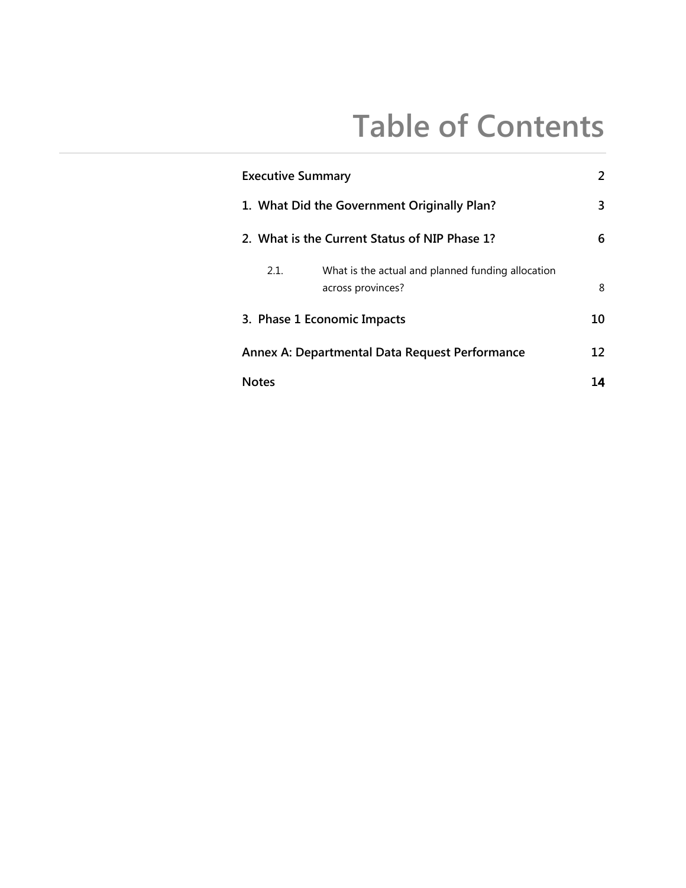# Table of Contents

| | |
|---|---|
| **Executive Summary** | **2** |
| **1. What Did the Government Originally Plan?** | **3** |
| **2. What is the Current Status of NIP Phase 1?** | **6** |
| 2.1. What is the actual and planned funding allocation across provinces? | 8 |
| **3. Phase 1 Economic Impacts** | **10** |
| **Annex A: Departmental Data Request Performance** | **12** |
| **Notes** | **14** |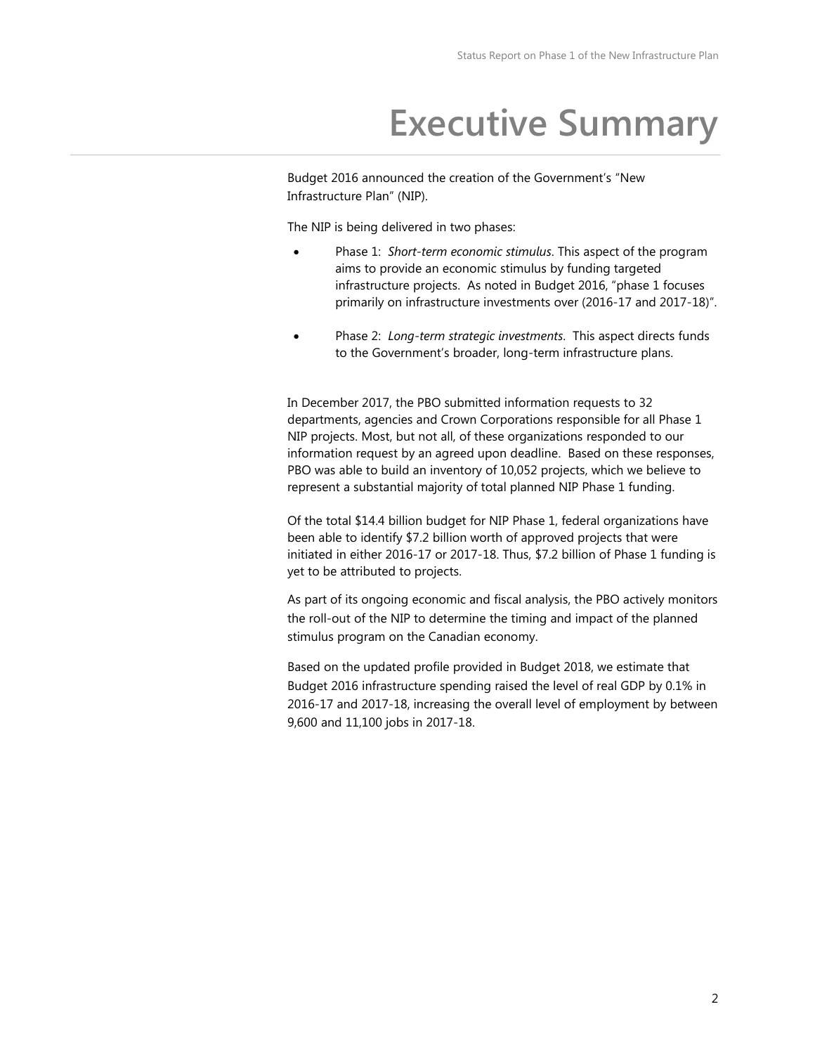# Executive Summary

Budget 2016 announced the creation of the Government's "New Infrastructure Plan" (NIP).

The NIP is being delivered in two phases:

- Phase 1: *Short-term economic stimulus*. This aspect of the program aims to provide an economic stimulus by funding targeted infrastructure projects. As noted in Budget 2016, "phase 1 focuses primarily on infrastructure investments over (2016-17 and 2017-18)".
- Phase 2: *Long-term strategic investments*. This aspect directs funds to the Government's broader, long-term infrastructure plans.

In December 2017, the PBO submitted information requests to 32 departments, agencies and Crown Corporations responsible for all Phase 1 NIP projects. Most, but not all, of these organizations responded to our information request by an agreed upon deadline. Based on these responses, PBO was able to build an inventory of 10,052 projects, which we believe to represent a substantial majority of total planned NIP Phase 1 funding.

Of the total $14.4 billion budget for NIP Phase 1, federal organizations have been able to identify $7.2 billion worth of approved projects that were initiated in either 2016-17 or 2017-18. Thus, $7.2 billion of Phase 1 funding is yet to be attributed to projects.

As part of its ongoing economic and fiscal analysis, the PBO actively monitors the roll-out of the NIP to determine the timing and impact of the planned stimulus program on the Canadian economy.

Based on the updated profile provided in Budget 2018, we estimate that Budget 2016 infrastructure spending raised the level of real GDP by 0.1% in 2016-17 and 2017-18, increasing the overall level of employment by between 9,600 and 11,100 jobs in 2017-18.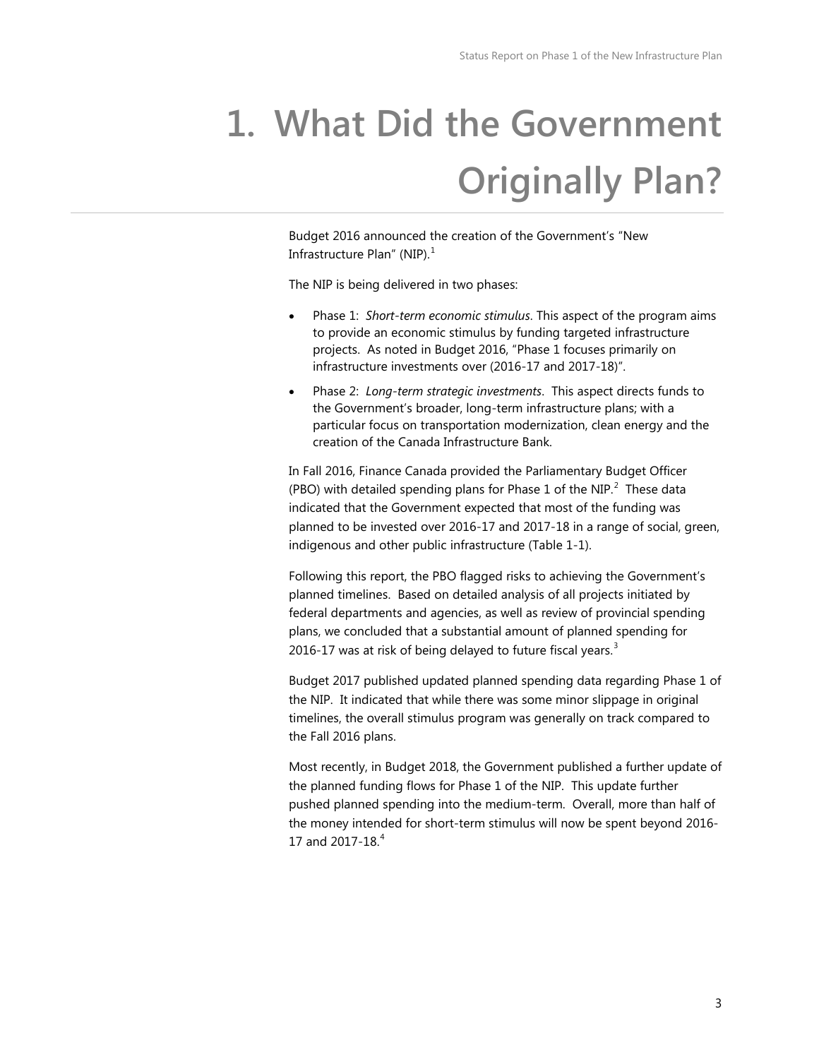# 1. What Did the Government Originally Plan?

Budget 2016 announced the creation of the Government's "New Infrastructure Plan" (NIP).[1]

The NIP is being delivered in two phases:

- Phase 1: *Short-term economic stimulus*. This aspect of the program aims to provide an economic stimulus by funding targeted infrastructure projects. As noted in Budget 2016, "Phase 1 focuses primarily on infrastructure investments over (2016-17 and 2017-18)".
- Phase 2: *Long-term strategic investments*. This aspect directs funds to the Government's broader, long-term infrastructure plans; with a particular focus on transportation modernization, clean energy and the creation of the Canada Infrastructure Bank.

In Fall 2016, Finance Canada provided the Parliamentary Budget Officer (PBO) with detailed spending plans for Phase 1 of the NIP.[2] These data indicated that the Government expected that most of the funding was planned to be invested over 2016-17 and 2017-18 in a range of social, green, indigenous and other public infrastructure (Table 1-1).

Following this report, the PBO flagged risks to achieving the Government's planned timelines. Based on detailed analysis of all projects initiated by federal departments and agencies, as well as review of provincial spending plans, we concluded that a substantial amount of planned spending for 2016-17 was at risk of being delayed to future fiscal years.[3]

Budget 2017 published updated planned spending data regarding Phase 1 of the NIP. It indicated that while there was some minor slippage in original timelines, the overall stimulus program was generally on track compared to the Fall 2016 plans.

Most recently, in Budget 2018, the Government published a further update of the planned funding flows for Phase 1 of the NIP. This update further pushed planned spending into the medium-term. Overall, more than half of the money intended for short-term stimulus will now be spent beyond 2016-17 and 2017-18.[4]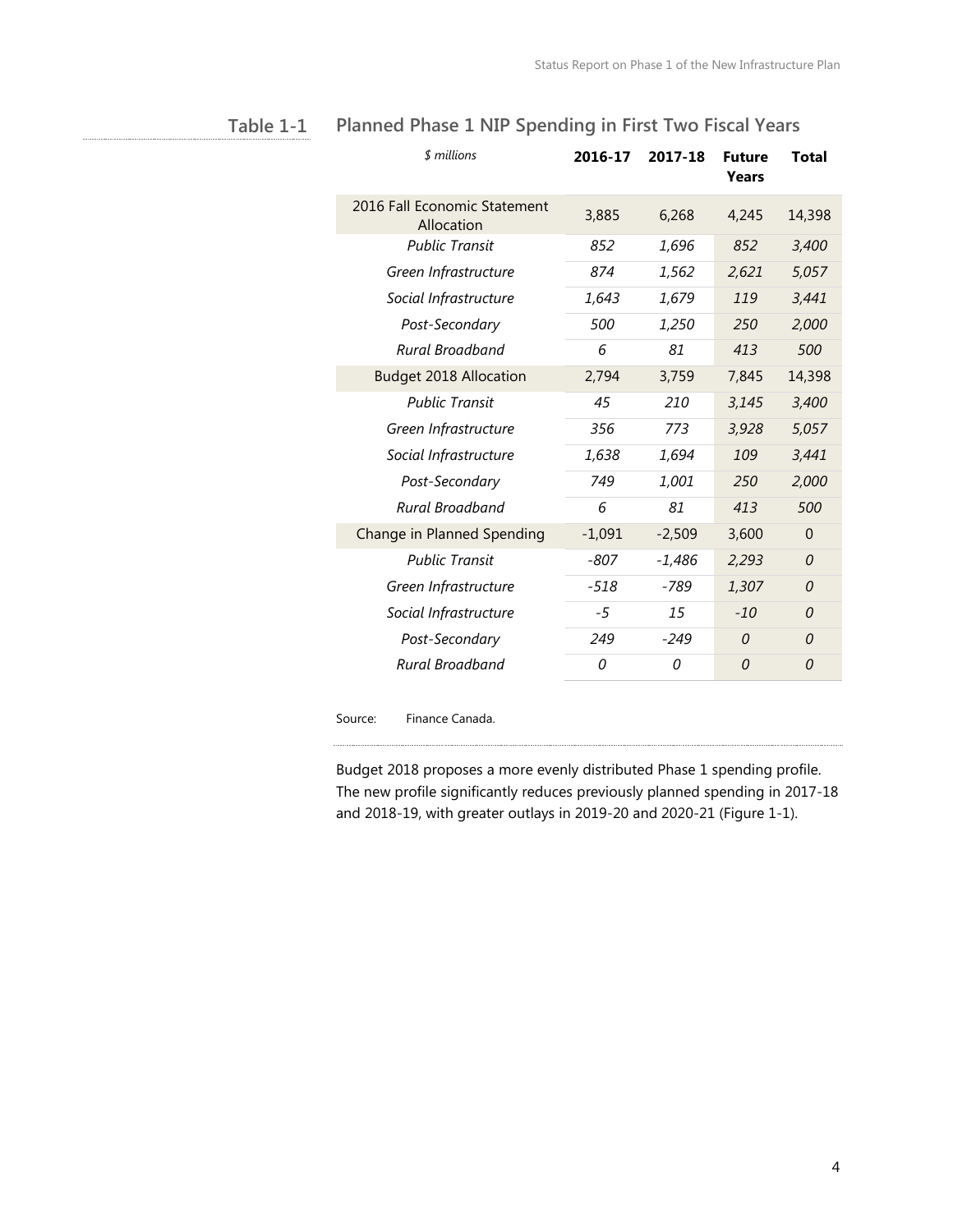### Table 1-1 Planned Phase 1 NIP Spending in First Two Fiscal Years

| *$ millions* | 2016-17 | 2017-18 | Future Years | Total |
|---|---|---|---|---|
| 2016 Fall Economic Statement Allocation | 3,885 | 6,268 | 4,245 | 14,398 |
| *Public Transit* | *852* | *1,696* | *852* | *3,400* |
| *Green Infrastructure* | *874* | *1,562* | *2,621* | *5,057* |
| *Social Infrastructure* | *1,643* | *1,679* | *119* | *3,441* |
| *Post-Secondary* | *500* | *1,250* | *250* | *2,000* |
| *Rural Broadband* | *6* | *81* | *413* | *500* |
| Budget 2018 Allocation | 2,794 | 3,759 | 7,845 | 14,398 |
| *Public Transit* | *45* | *210* | *3,145* | *3,400* |
| *Green Infrastructure* | *356* | *773* | *3,928* | *5,057* |
| *Social Infrastructure* | *1,638* | *1,694* | *109* | *3,441* |
| *Post-Secondary* | *749* | *1,001* | *250* | *2,000* |
| *Rural Broadband* | *6* | *81* | *413* | *500* |
| Change in Planned Spending | -1,091 | -2,509 | 3,600 | 0 |
| *Public Transit* | *-807* | *-1,486* | *2,293* | *0* |
| *Green Infrastructure* | *-518* | *-789* | *1,307* | *0* |
| *Social Infrastructure* | *-5* | *15* | *-10* | *0* |
| *Post-Secondary* | *249* | *-249* | *0* | *0* |
| *Rural Broadband* | *0* | *0* | *0* | *0* |

Source: Finance Canada.

Budget 2018 proposes a more evenly distributed Phase 1 spending profile. The new profile significantly reduces previously planned spending in 2017-18 and 2018-19, with greater outlays in 2019-20 and 2020-21 (Figure 1-1).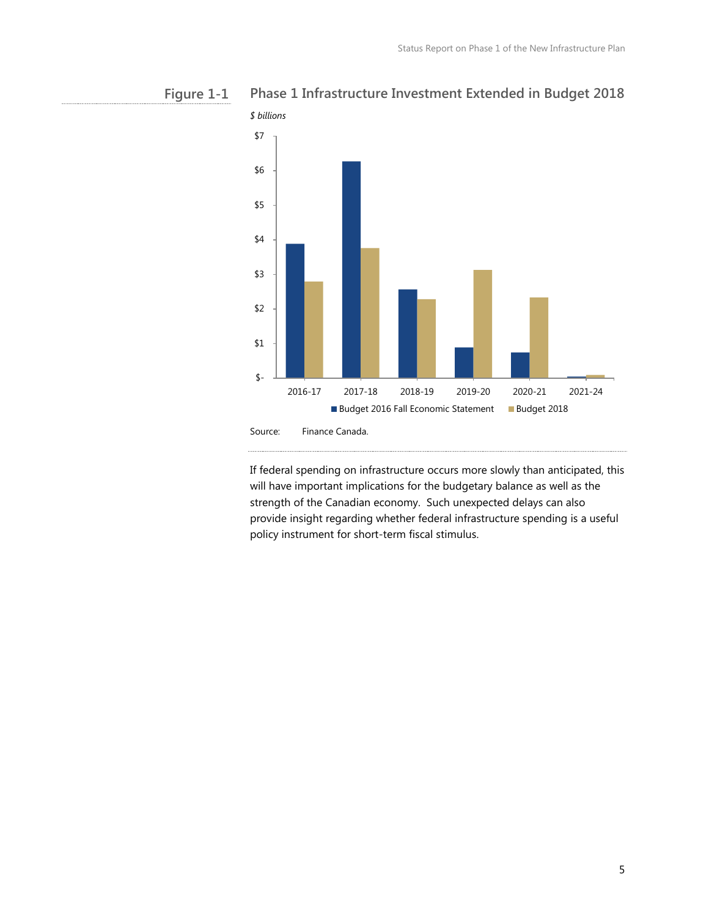**Figure 1-1** **Phase 1 Infrastructure Investment Extended in Budget 2018**

*$ billions*

Source: Finance Canada.

If federal spending on infrastructure occurs more slowly than anticipated, this will have important implications for the budgetary balance as well as the strength of the Canadian economy. Such unexpected delays can also provide insight regarding whether federal infrastructure spending is a useful policy instrument for short-term fiscal stimulus.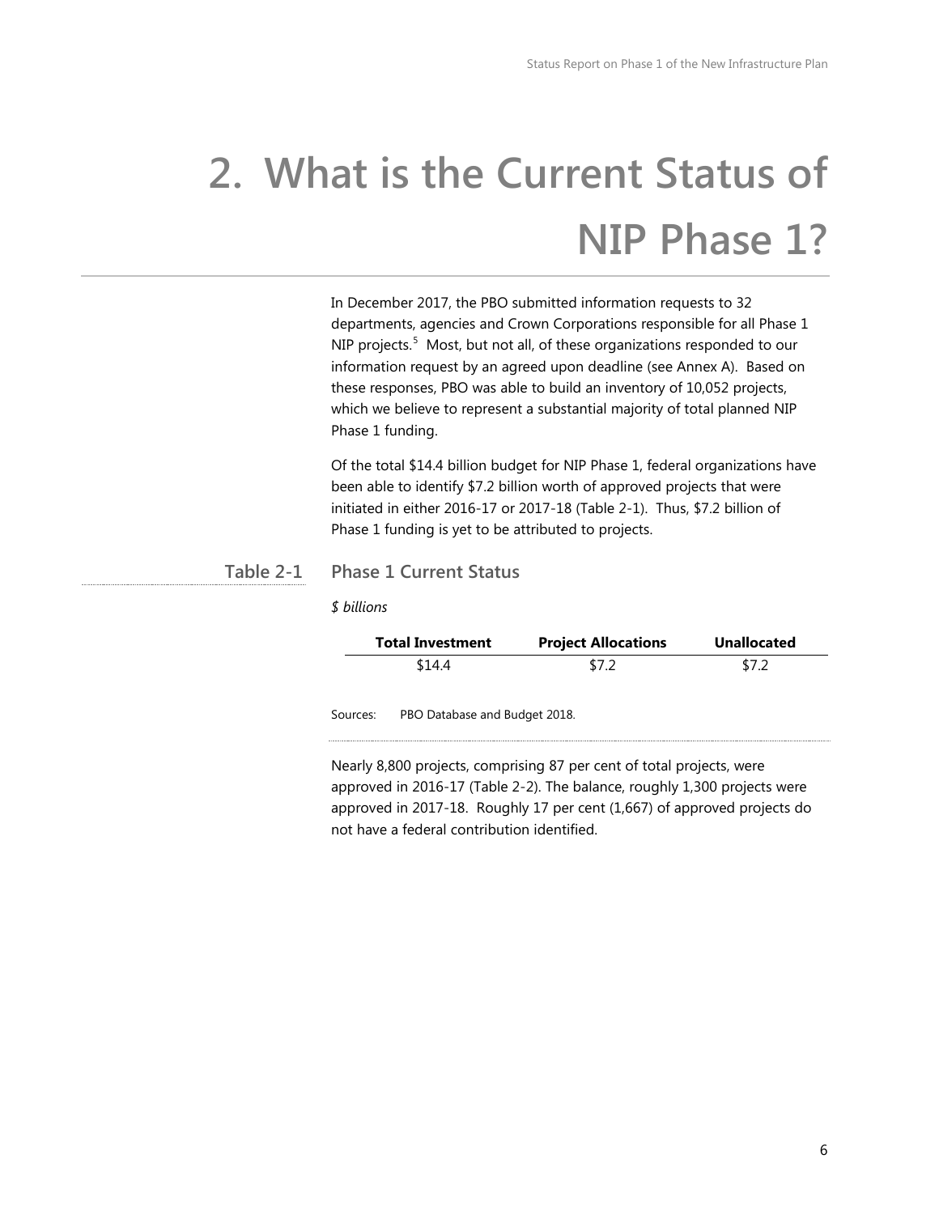# 2. What is the Current Status of NIP Phase 1?

In December 2017, the PBO submitted information requests to 32 departments, agencies and Crown Corporations responsible for all Phase 1 NIP projects.[5] Most, but not all, of these organizations responded to our information request by an agreed upon deadline (see Annex A). Based on these responses, PBO was able to build an inventory of 10,052 projects, which we believe to represent a substantial majority of total planned NIP Phase 1 funding.

Of the total $14.4 billion budget for NIP Phase 1, federal organizations have been able to identify $7.2 billion worth of approved projects that were initiated in either 2016-17 or 2017-18 (Table 2-1). Thus, $7.2 billion of Phase 1 funding is yet to be attributed to projects.

**Table 2-1 Phase 1 Current Status**

*$ billions*

| Total Investment | Project Allocations | Unallocated |
|---|---|---|
| $14.4 | $7.2 | $7.2 |

Sources: PBO Database and Budget 2018.

Nearly 8,800 projects, comprising 87 per cent of total projects, were approved in 2016-17 (Table 2-2). The balance, roughly 1,300 projects were approved in 2017-18. Roughly 17 per cent (1,667) of approved projects do not have a federal contribution identified.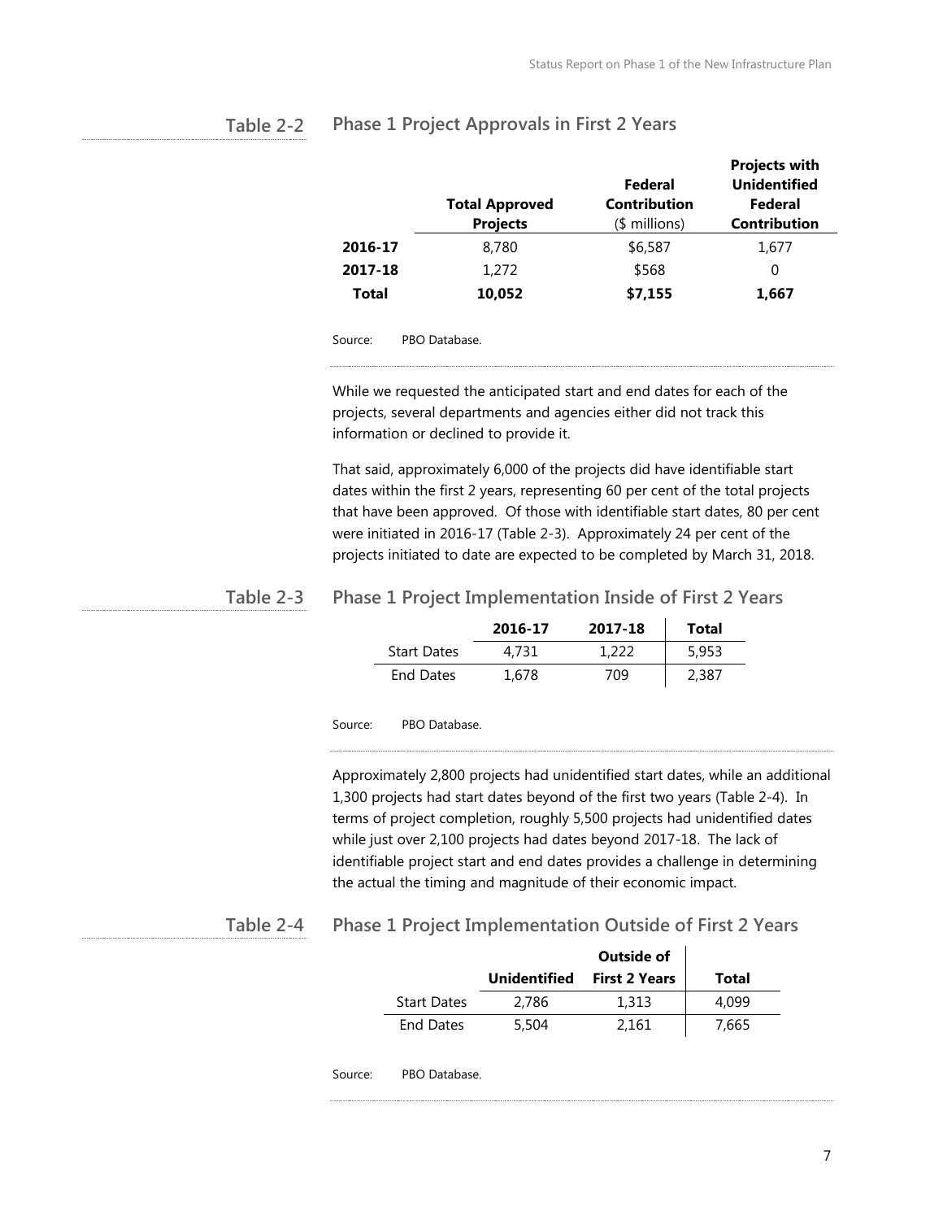**Table 2-2 Phase 1 Project Approvals in First 2 Years**

| | Total Approved Projects | Federal Contribution ($ millions) | Projects with Unidentified Federal Contribution |
|---|---|---|---|
| **2016-17** | 8,780 | $6,587 | 1,677 |
| **2017-18** | 1,272 | $568 | 0 |
| **Total** | **10,052** | **$7,155** | **1,667** |

Source: PBO Database.

While we requested the anticipated start and end dates for each of the projects, several departments and agencies either did not track this information or declined to provide it.

That said, approximately 6,000 of the projects did have identifiable start dates within the first 2 years, representing 60 per cent of the total projects that have been approved. Of those with identifiable start dates, 80 per cent were initiated in 2016-17 (Table 2-3). Approximately 24 per cent of the projects initiated to date are expected to be completed by March 31, 2018.

**Table 2-3 Phase 1 Project Implementation Inside of First 2 Years**

| | 2016-17 | 2017-18 | Total |
|---|---|---|---|
| Start Dates | 4,731 | 1,222 | 5,953 |
| End Dates | 1,678 | 709 | 2,387 |

Source: PBO Database.

Approximately 2,800 projects had unidentified start dates, while an additional 1,300 projects had start dates beyond of the first two years (Table 2-4). In terms of project completion, roughly 5,500 projects had unidentified dates while just over 2,100 projects had dates beyond 2017-18. The lack of identifiable project start and end dates provides a challenge in determining the actual the timing and magnitude of their economic impact.

**Table 2-4 Phase 1 Project Implementation Outside of First 2 Years**

| | Unidentified | Outside of First 2 Years | Total |
|---|---|---|---|
| Start Dates | 2,786 | 1,313 | 4,099 |
| End Dates | 5,504 | 2,161 | 7,665 |

Source: PBO Database.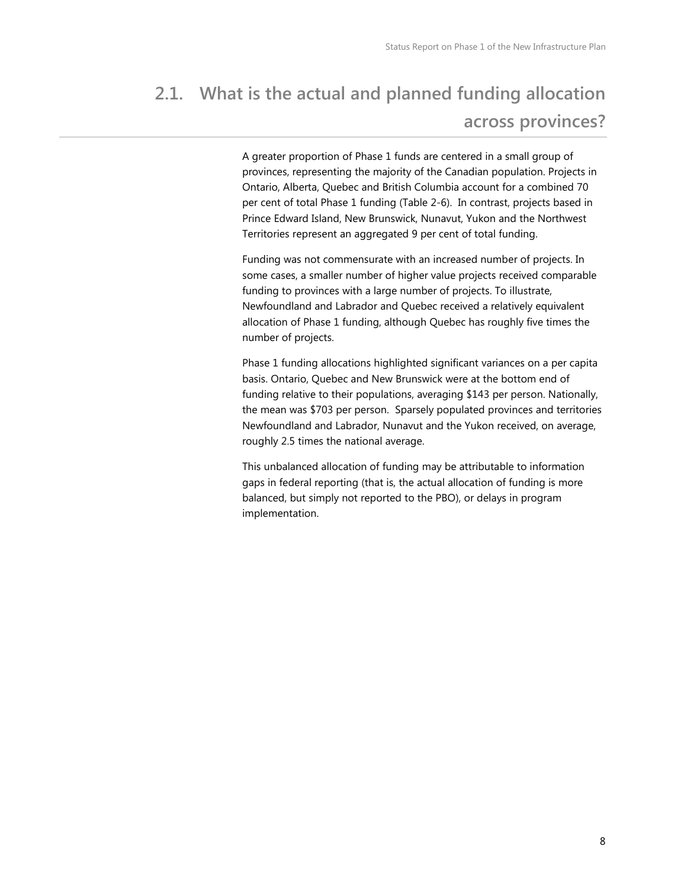## 2.1. What is the actual and planned funding allocation across provinces?

A greater proportion of Phase 1 funds are centered in a small group of provinces, representing the majority of the Canadian population. Projects in Ontario, Alberta, Quebec and British Columbia account for a combined 70 per cent of total Phase 1 funding (Table 2-6). In contrast, projects based in Prince Edward Island, New Brunswick, Nunavut, Yukon and the Northwest Territories represent an aggregated 9 per cent of total funding.

Funding was not commensurate with an increased number of projects. In some cases, a smaller number of higher value projects received comparable funding to provinces with a large number of projects. To illustrate, Newfoundland and Labrador and Quebec received a relatively equivalent allocation of Phase 1 funding, although Quebec has roughly five times the number of projects.

Phase 1 funding allocations highlighted significant variances on a per capita basis. Ontario, Quebec and New Brunswick were at the bottom end of funding relative to their populations, averaging $143 per person. Nationally, the mean was $703 per person. Sparsely populated provinces and territories Newfoundland and Labrador, Nunavut and the Yukon received, on average, roughly 2.5 times the national average.

This unbalanced allocation of funding may be attributable to information gaps in federal reporting (that is, the actual allocation of funding is more balanced, but simply not reported to the PBO), or delays in program implementation.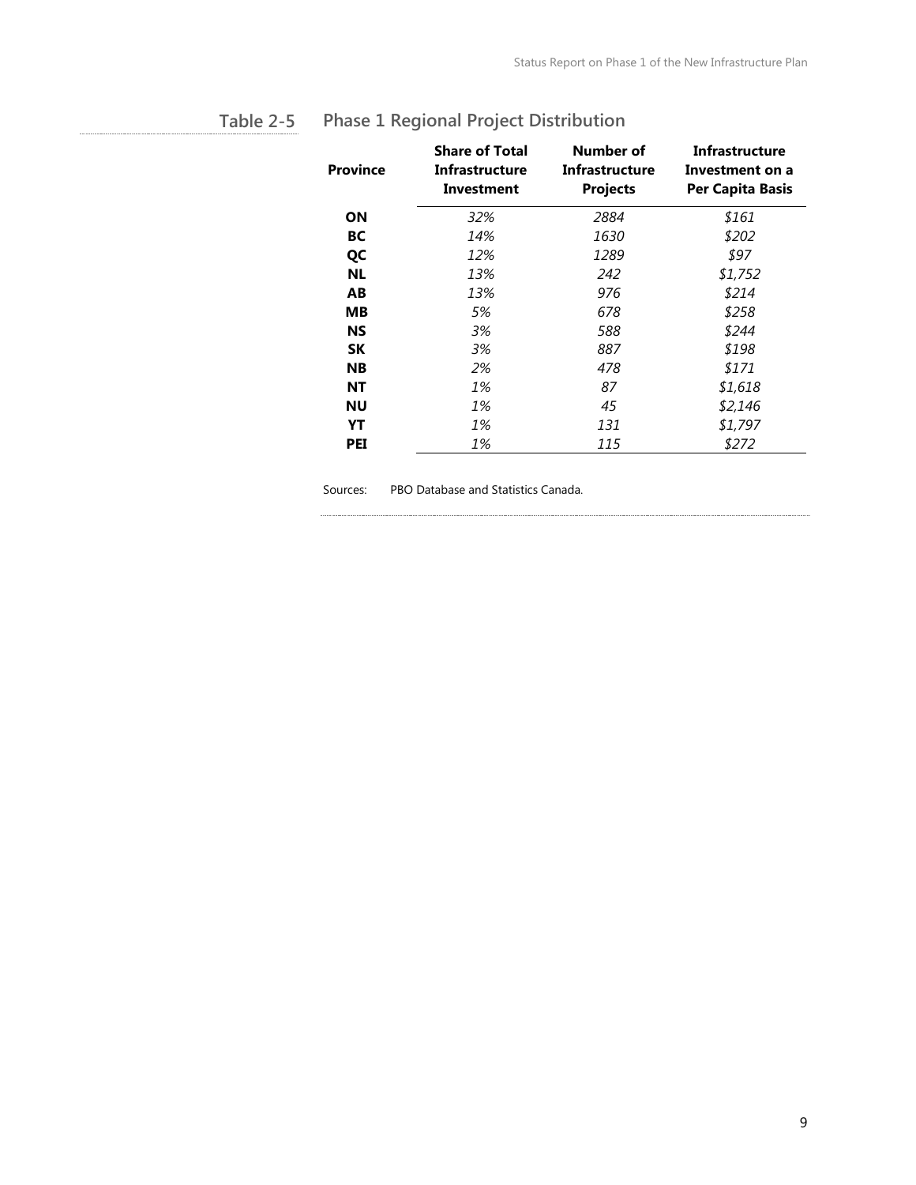### Table 2-5 Phase 1 Regional Project Distribution

| Province | Share of Total Infrastructure Investment | Number of Infrastructure Projects | Infrastructure Investment on a Per Capita Basis |
|---|---|---|---|
| **ON** | *32%* | *2884* | *$161* |
| **BC** | *14%* | *1630* | *$202* |
| **QC** | *12%* | *1289* | *$97* |
| **NL** | *13%* | *242* | *$1,752* |
| **AB** | *13%* | *976* | *$214* |
| **MB** | *5%* | *678* | *$258* |
| **NS** | *3%* | *588* | *$244* |
| **SK** | *3%* | *887* | *$198* |
| **NB** | *2%* | *478* | *$171* |
| **NT** | *1%* | *87* | *$1,618* |
| **NU** | *1%* | *45* | *$2,146* |
| **YT** | *1%* | *131* | *$1,797* |
| **PEI** | *1%* | *115* | *$272* |

Sources: PBO Database and Statistics Canada.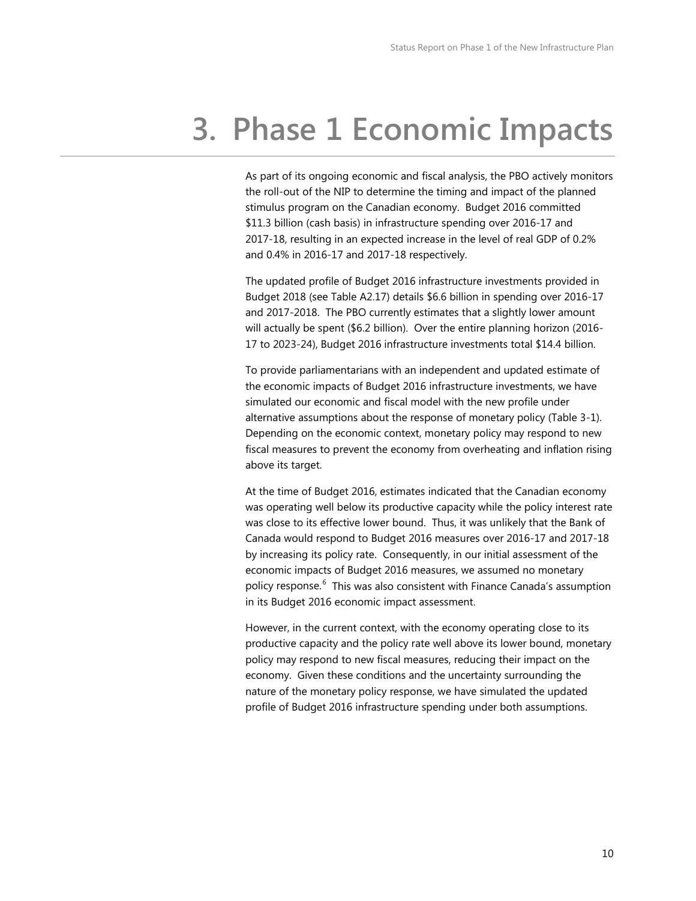# 3. Phase 1 Economic Impacts

As part of its ongoing economic and fiscal analysis, the PBO actively monitors the roll-out of the NIP to determine the timing and impact of the planned stimulus program on the Canadian economy. Budget 2016 committed $11.3 billion (cash basis) in infrastructure spending over 2016-17 and 2017-18, resulting in an expected increase in the level of real GDP of 0.2% and 0.4% in 2016-17 and 2017-18 respectively.

The updated profile of Budget 2016 infrastructure investments provided in Budget 2018 (see Table A2.17) details $6.6 billion in spending over 2016-17 and 2017-2018. The PBO currently estimates that a slightly lower amount will actually be spent ($6.2 billion). Over the entire planning horizon (2016-17 to 2023-24), Budget 2016 infrastructure investments total $14.4 billion.

To provide parliamentarians with an independent and updated estimate of the economic impacts of Budget 2016 infrastructure investments, we have simulated our economic and fiscal model with the new profile under alternative assumptions about the response of monetary policy (Table 3-1). Depending on the economic context, monetary policy may respond to new fiscal measures to prevent the economy from overheating and inflation rising above its target.

At the time of Budget 2016, estimates indicated that the Canadian economy was operating well below its productive capacity while the policy interest rate was close to its effective lower bound. Thus, it was unlikely that the Bank of Canada would respond to Budget 2016 measures over 2016-17 and 2017-18 by increasing its policy rate. Consequently, in our initial assessment of the economic impacts of Budget 2016 measures, we assumed no monetary policy response.[6] This was also consistent with Finance Canada's assumption in its Budget 2016 economic impact assessment.

However, in the current context, with the economy operating close to its productive capacity and the policy rate well above its lower bound, monetary policy may respond to new fiscal measures, reducing their impact on the economy. Given these conditions and the uncertainty surrounding the nature of the monetary policy response, we have simulated the updated profile of Budget 2016 infrastructure spending under both assumptions.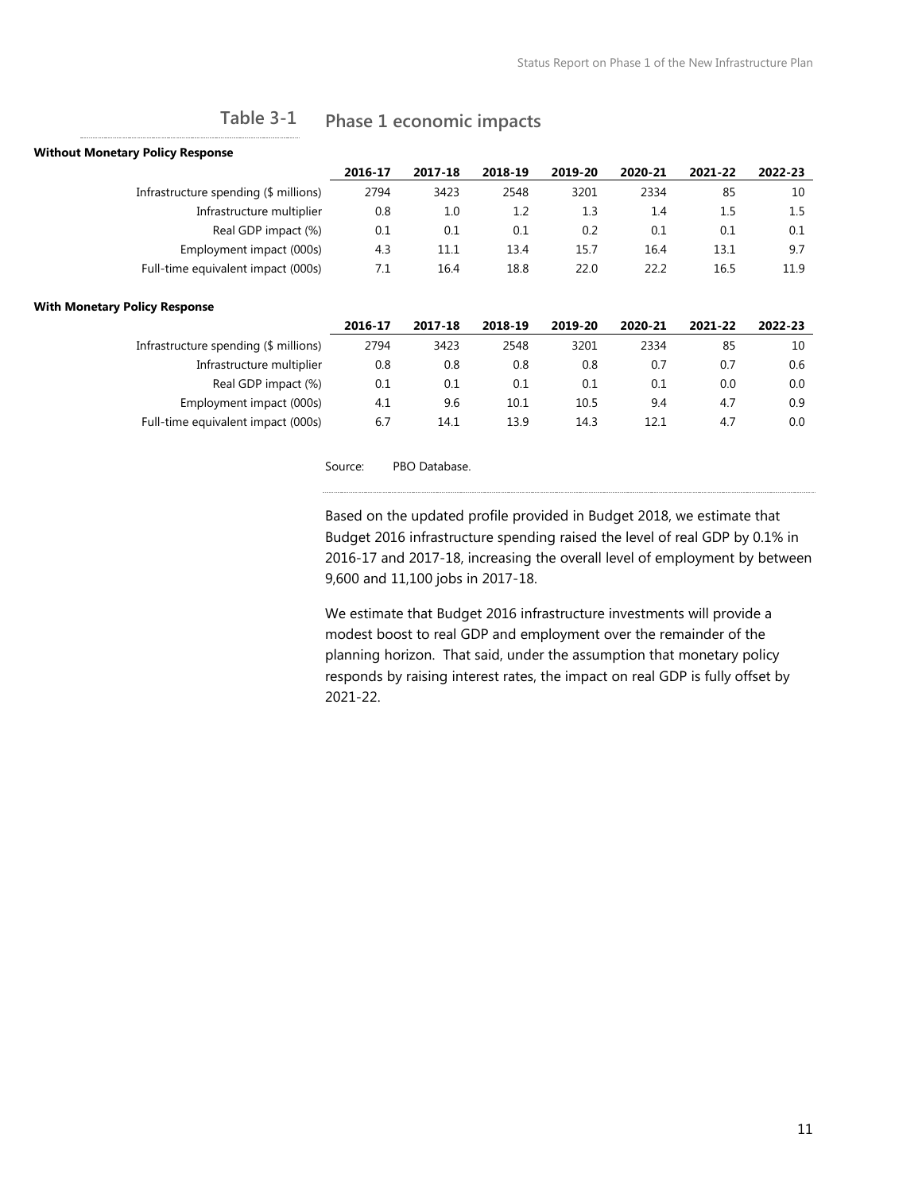## Table 3-1 Phase 1 economic impacts

**Without Monetary Policy Response**

| | 2016-17 | 2017-18 | 2018-19 | 2019-20 | 2020-21 | 2021-22 | 2022-23 |
|---|---|---|---|---|---|---|---|
| Infrastructure spending ($ millions) | 2794 | 3423 | 2548 | 3201 | 2334 | 85 | 10 |
| Infrastructure multiplier | 0.8 | 1.0 | 1.2 | 1.3 | 1.4 | 1.5 | 1.5 |
| Real GDP impact (%) | 0.1 | 0.1 | 0.1 | 0.2 | 0.1 | 0.1 | 0.1 |
| Employment impact (000s) | 4.3 | 11.1 | 13.4 | 15.7 | 16.4 | 13.1 | 9.7 |
| Full-time equivalent impact (000s) | 7.1 | 16.4 | 18.8 | 22.0 | 22.2 | 16.5 | 11.9 |

**With Monetary Policy Response**

| | 2016-17 | 2017-18 | 2018-19 | 2019-20 | 2020-21 | 2021-22 | 2022-23 |
|---|---|---|---|---|---|---|---|
| Infrastructure spending ($ millions) | 2794 | 3423 | 2548 | 3201 | 2334 | 85 | 10 |
| Infrastructure multiplier | 0.8 | 0.8 | 0.8 | 0.8 | 0.7 | 0.7 | 0.6 |
| Real GDP impact (%) | 0.1 | 0.1 | 0.1 | 0.1 | 0.1 | 0.0 | 0.0 |
| Employment impact (000s) | 4.1 | 9.6 | 10.1 | 10.5 | 9.4 | 4.7 | 0.9 |
| Full-time equivalent impact (000s) | 6.7 | 14.1 | 13.9 | 14.3 | 12.1 | 4.7 | 0.0 |

Source: PBO Database.

Based on the updated profile provided in Budget 2018, we estimate that Budget 2016 infrastructure spending raised the level of real GDP by 0.1% in 2016-17 and 2017-18, increasing the overall level of employment by between 9,600 and 11,100 jobs in 2017-18.

We estimate that Budget 2016 infrastructure investments will provide a modest boost to real GDP and employment over the remainder of the planning horizon. That said, under the assumption that monetary policy responds by raising interest rates, the impact on real GDP is fully offset by 2021-22.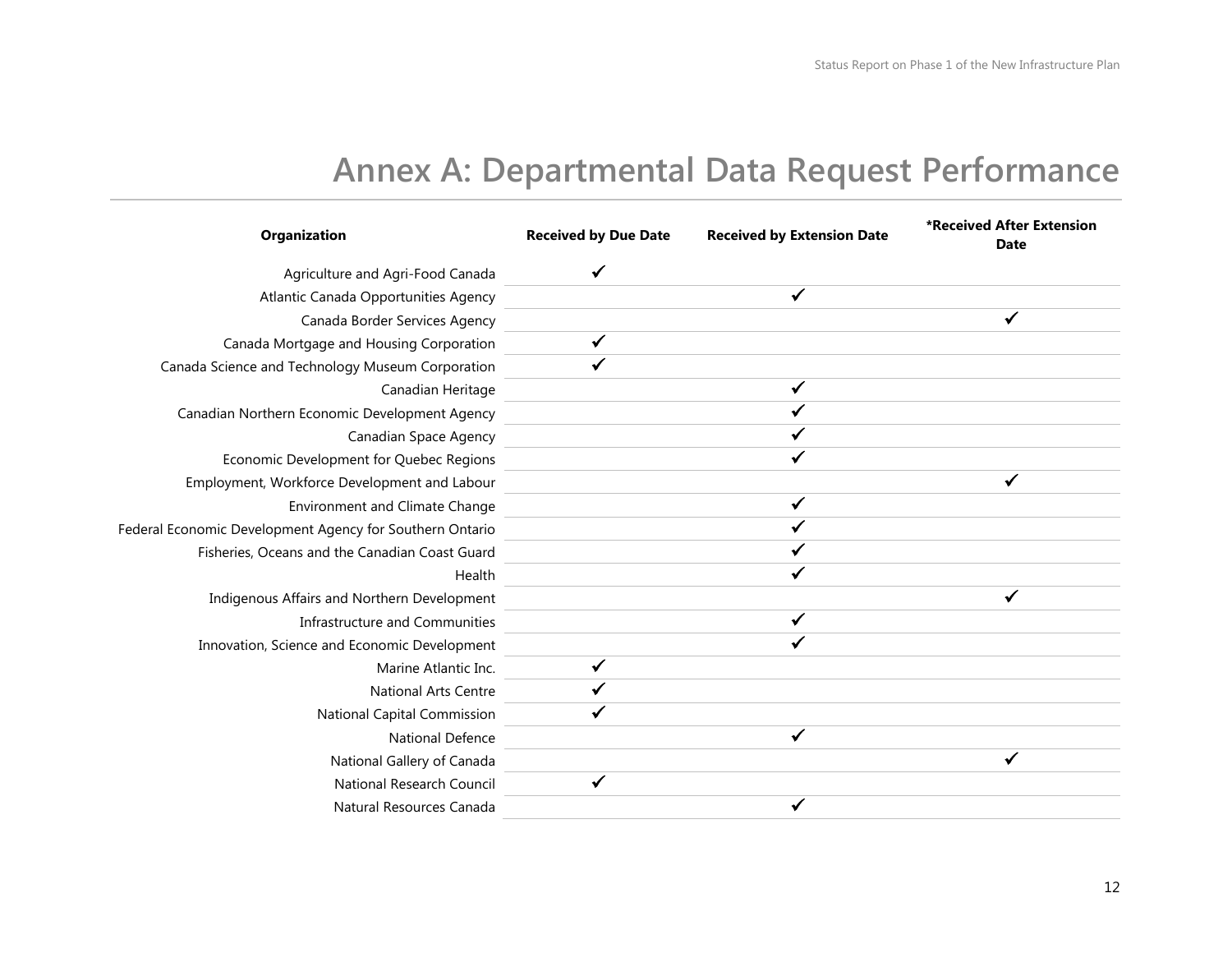# Annex A: Departmental Data Request Performance

| Organization | Received by Due Date | Received by Extension Date | *Received After Extension Date |
|---|---|---|---|
| Agriculture and Agri-Food Canada | ✓ | | |
| Atlantic Canada Opportunities Agency | | ✓ | |
| Canada Border Services Agency | | | ✓ |
| Canada Mortgage and Housing Corporation | ✓ | | |
| Canada Science and Technology Museum Corporation | ✓ | | |
| Canadian Heritage | | ✓ | |
| Canadian Northern Economic Development Agency | | ✓ | |
| Canadian Space Agency | | ✓ | |
| Economic Development for Quebec Regions | | ✓ | |
| Employment, Workforce Development and Labour | | | ✓ |
| Environment and Climate Change | | ✓ | |
| Federal Economic Development Agency for Southern Ontario | | ✓ | |
| Fisheries, Oceans and the Canadian Coast Guard | | ✓ | |
| Health | | ✓ | |
| Indigenous Affairs and Northern Development | | | ✓ |
| Infrastructure and Communities | | ✓ | |
| Innovation, Science and Economic Development | | ✓ | |
| Marine Atlantic Inc. | ✓ | | |
| National Arts Centre | ✓ | | |
| National Capital Commission | ✓ | | |
| National Defence | | ✓ | |
| National Gallery of Canada | | | ✓ |
| National Research Council | ✓ | | |
| Natural Resources Canada | | ✓ | |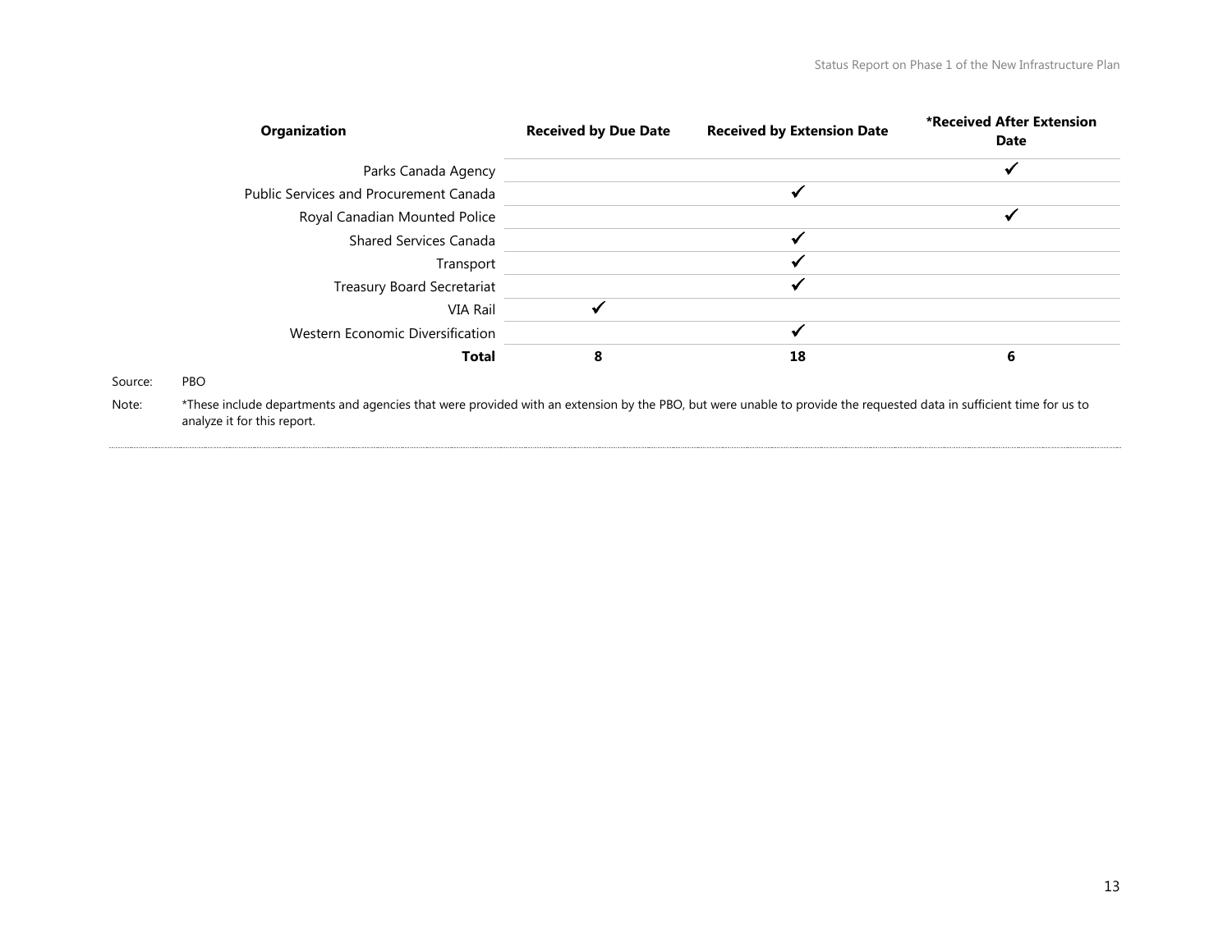| Organization | Received by Due Date | Received by Extension Date | *Received After Extension Date |
|---|---|---|---|
| Parks Canada Agency | | | ✓ |
| Public Services and Procurement Canada | | ✓ | |
| Royal Canadian Mounted Police | | | ✓ |
| Shared Services Canada | | ✓ | |
| Transport | | ✓ | |
| Treasury Board Secretariat | | ✓ | |
| VIA Rail | ✓ | | |
| Western Economic Diversification | | ✓ | |
| **Total** | **8** | **18** | **6** |

Source: PBO

Note: *These include departments and agencies that were provided with an extension by the PBO, but were unable to provide the requested data in sufficient time for us to analyze it for this report.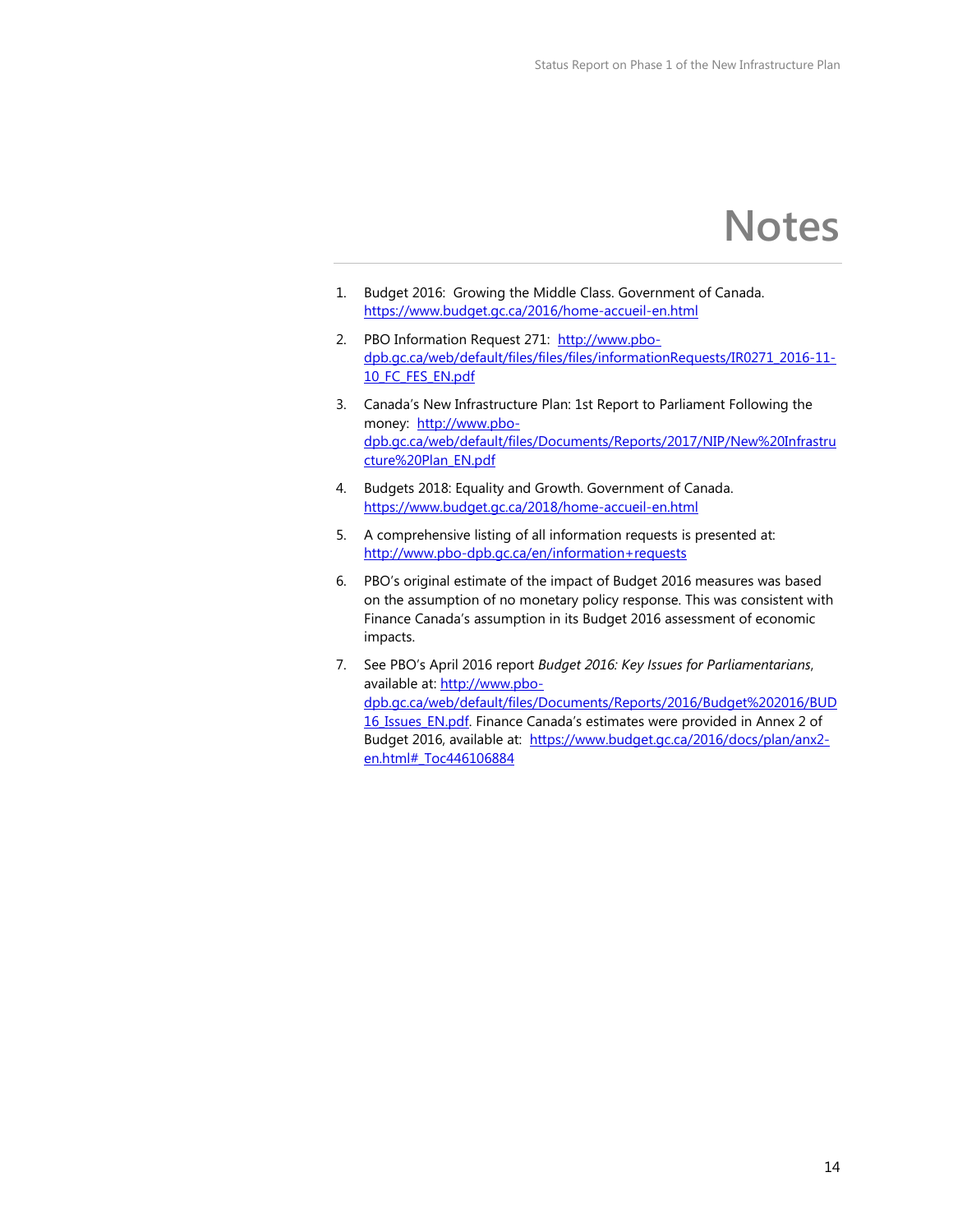# Notes

1. Budget 2016: Growing the Middle Class. Government of Canada. https://www.budget.gc.ca/2016/home-accueil-en.html

2. PBO Information Request 271: http://www.pbo-dpb.gc.ca/web/default/files/files/files/informationRequests/IR0271_2016-11-10_FC_FES_EN.pdf

3. Canada's New Infrastructure Plan: 1st Report to Parliament Following the money: http://www.pbo-dpb.gc.ca/web/default/files/Documents/Reports/2017/NIP/New%20Infrastructure%20Plan_EN.pdf

4. Budgets 2018: Equality and Growth. Government of Canada. https://www.budget.gc.ca/2018/home-accueil-en.html

5. A comprehensive listing of all information requests is presented at: http://www.pbo-dpb.gc.ca/en/information+requests

6. PBO's original estimate of the impact of Budget 2016 measures was based on the assumption of no monetary policy response. This was consistent with Finance Canada's assumption in its Budget 2016 assessment of economic impacts.

7. See PBO's April 2016 report *Budget 2016: Key Issues for Parliamentarians*, available at: http://www.pbo-dpb.gc.ca/web/default/files/Documents/Reports/2016/Budget%202016/BUD16_Issues_EN.pdf. Finance Canada's estimates were provided in Annex 2 of Budget 2016, available at: https://www.budget.gc.ca/2016/docs/plan/anx2-en.html#_Toc446106884